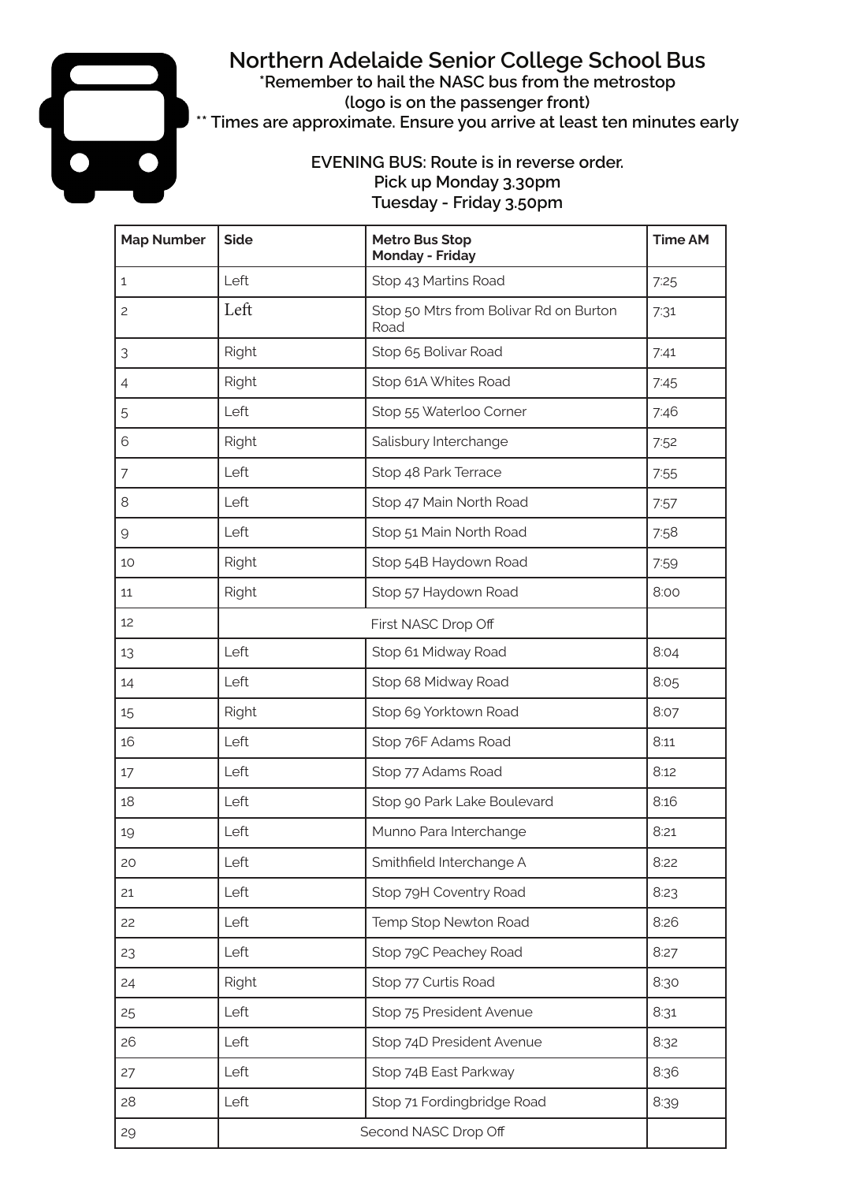# Northern Adelaide Senior College School Bus

**\*Remember to hail the NASC bus from the metrostop (logo is on the passenger front)**

**\*\* Times are approximate. Ensure you arrive at least ten minutes early**

**EVENING BUS: Route is in reverse order.**
**Pick up Monday 3.30pm**
**Tuesday - Friday 3.50pm**

| Map Number | Side | Metro Bus Stop Monday - Friday | Time AM |
|---|---|---|---|
| 1 | Left | Stop 43 Martins Road | 7:25 |
| 2 | Left | Stop 50 Mtrs from Bolivar Rd on Burton Road | 7:31 |
| 3 | Right | Stop 65 Bolivar Road | 7:41 |
| 4 | Right | Stop 61A Whites Road | 7:45 |
| 5 | Left | Stop 55 Waterloo Corner | 7:46 |
| 6 | Right | Salisbury Interchange | 7:52 |
| 7 | Left | Stop 48 Park Terrace | 7:55 |
| 8 | Left | Stop 47 Main North Road | 7:57 |
| 9 | Left | Stop 51 Main North Road | 7:58 |
| 10 | Right | Stop 54B Haydown Road | 7:59 |
| 11 | Right | Stop 57 Haydown Road | 8:00 |
| 12 | First NASC Drop Off | | |
| 13 | Left | Stop 61 Midway Road | 8:04 |
| 14 | Left | Stop 68 Midway Road | 8:05 |
| 15 | Right | Stop 69 Yorktown Road | 8:07 |
| 16 | Left | Stop 76F Adams Road | 8:11 |
| 17 | Left | Stop 77 Adams Road | 8:12 |
| 18 | Left | Stop 90 Park Lake Boulevard | 8:16 |
| 19 | Left | Munno Para Interchange | 8:21 |
| 20 | Left | Smithfield Interchange A | 8:22 |
| 21 | Left | Stop 79H Coventry Road | 8:23 |
| 22 | Left | Temp Stop Newton Road | 8:26 |
| 23 | Left | Stop 79C Peachey Road | 8:27 |
| 24 | Right | Stop 77 Curtis Road | 8:30 |
| 25 | Left | Stop 75 President Avenue | 8:31 |
| 26 | Left | Stop 74D President Avenue | 8:32 |
| 27 | Left | Stop 74B East Parkway | 8:36 |
| 28 | Left | Stop 71 Fordingbridge Road | 8:39 |
| 29 | Second NASC Drop Off | | |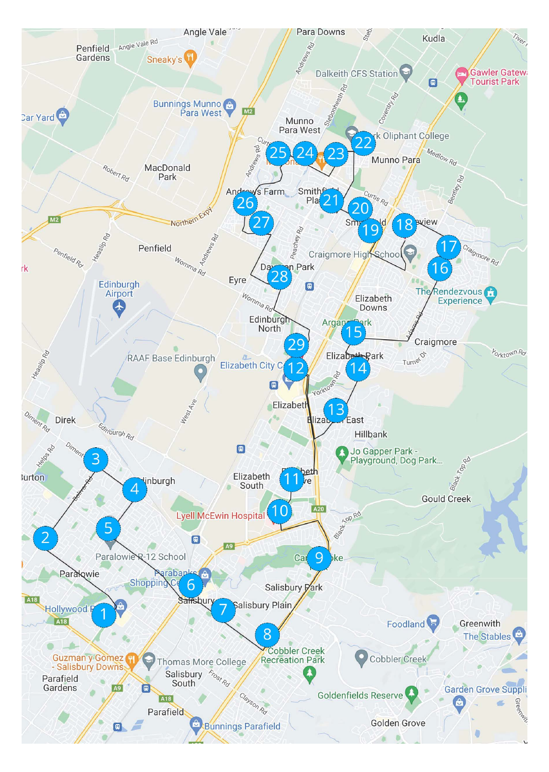Angle Vale
Para Downs
Kudla
Penfield Gardens
Angle Vale Rd
Sneaky's
Dalkeith CFS Station
Gawler Gateway Tourist Park
Bunnings Munno Para West
Car Yard
M2
Munno Para West
Stebonheath Rd
Coventry Rd
Andrews Rd
Mark Oliphant College
Medlow Rd
Robert Rd
MacDonald Park
Munno Para
Bentley Rd
Andrews Farm
Smithfield Plains
Curtis Rd
M2
Northern Expy
Smithfield
Penfield Rd
Heaslip Rd
Penfield
Womma Rd
Andrews Rd
Peachey Rd
Craigmore High School
Craigmore Rd
Davoren Park
Eyre
Edinburgh Airport
Womma Rd
Elizabeth Downs
The Rendezvous Experience
Edinburgh North
Argana Park
Craigmore
Adams Rd
Yorktown Rd
RAAF Base Edinburgh
Elizabeth City Centre
Elizabeth Park
Turner Dr
Heaslip Rd
West Ave
Yorktown Rd
Elizabeth
Direk
Diment Rd
Edinburgh Rd
Elizabeth East
Hillbank
Jo Gapper Park - Playground, Dog Park...
Diment Rd
Helps Rd
Burton
Bolivar Rd
Edinburgh
Elizabeth South
Elizabeth Grove
Black Top Rd
Gould Creek
Lyell McEwin Hospital
A20
Black Top Rd
A9
Paralowie R-12 School
Candlebark
Paralowie
Parabanks Shopping Centre
Salisbury Park
Salisbury
Salisbury Plain
A18
Hollywood Plaza
A18
Foodland
Greenwith
The Stables
Cobbler Creek Recreation Park
Cobbler Creek
Guzman y Gomez - Salisbury Downs
Thomas More College
Frost Rd
Salisbury South
Parafield Gardens
A9
A18
Clayson Rd
Goldenfields Reserve
Garden Grove Supplies
Parafield
Bunnings Parafield
Golden Grove
1
2
3
4
5
6
7
8
9
10
11
12
13
14
15
16
17
18
19
20
21
22
23
24
25
26
27
28
29